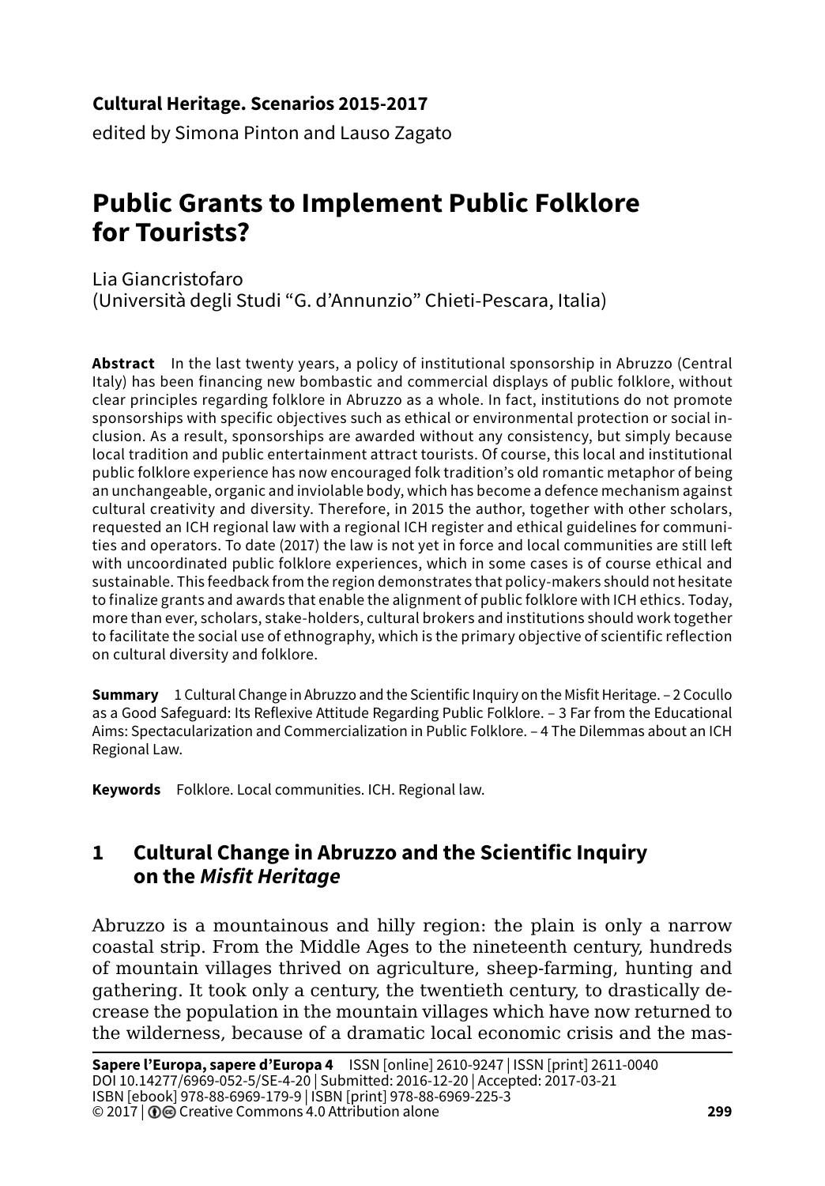**Cultural Heritage. Scenarios 2015-2017**

edited by Simona Pinton and Lauso Zagato

# Public Grants to Implement Public Folklore for Tourists?

Lia Giancristofaro
(Università degli Studi "G. d'Annunzio" Chieti-Pescara, Italia)

**Abstract** In the last twenty years, a policy of institutional sponsorship in Abruzzo (Central Italy) has been financing new bombastic and commercial displays of public folklore, without clear principles regarding folklore in Abruzzo as a whole. In fact, institutions do not promote sponsorships with specific objectives such as ethical or environmental protection or social inclusion. As a result, sponsorships are awarded without any consistency, but simply because local tradition and public entertainment attract tourists. Of course, this local and institutional public folklore experience has now encouraged folk tradition's old romantic metaphor of being an unchangeable, organic and inviolable body, which has become a defence mechanism against cultural creativity and diversity. Therefore, in 2015 the author, together with other scholars, requested an ICH regional law with a regional ICH register and ethical guidelines for communities and operators. To date (2017) the law is not yet in force and local communities are still left with uncoordinated public folklore experiences, which in some cases is of course ethical and sustainable. This feedback from the region demonstrates that policy-makers should not hesitate to finalize grants and awards that enable the alignment of public folklore with ICH ethics. Today, more than ever, scholars, stake-holders, cultural brokers and institutions should work together to facilitate the social use of ethnography, which is the primary objective of scientific reflection on cultural diversity and folklore.

**Summary** 1 Cultural Change in Abruzzo and the Scientific Inquiry on the Misfit Heritage. – 2 Cocullo as a Good Safeguard: Its Reflexive Attitude Regarding Public Folklore. – 3 Far from the Educational Aims: Spectacularization and Commercialization in Public Folklore. – 4 The Dilemmas about an ICH Regional Law.

**Keywords** Folklore. Local communities. ICH. Regional law.

## 1 Cultural Change in Abruzzo and the Scientific Inquiry on the *Misfit Heritage*

Abruzzo is a mountainous and hilly region: the plain is only a narrow coastal strip. From the Middle Ages to the nineteenth century, hundreds of mountain villages thrived on agriculture, sheep-farming, hunting and gathering. It took only a century, the twentieth century, to drastically decrease the population in the mountain villages which have now returned to the wilderness, because of a dramatic local economic crisis and the mas-

**Sapere l'Europa, sapere d'Europa 4** ISSN [online] 2610-9247 | ISSN [print] 2611-0040
DOI 10.14277/6969-052-5/SE-4-20 | Submitted: 2016-12-20 | Accepted: 2017-03-21
ISBN [ebook] 978-88-6969-179-9 | ISBN [print] 978-88-6969-225-3
© 2017 | Creative Commons 4.0 Attribution alone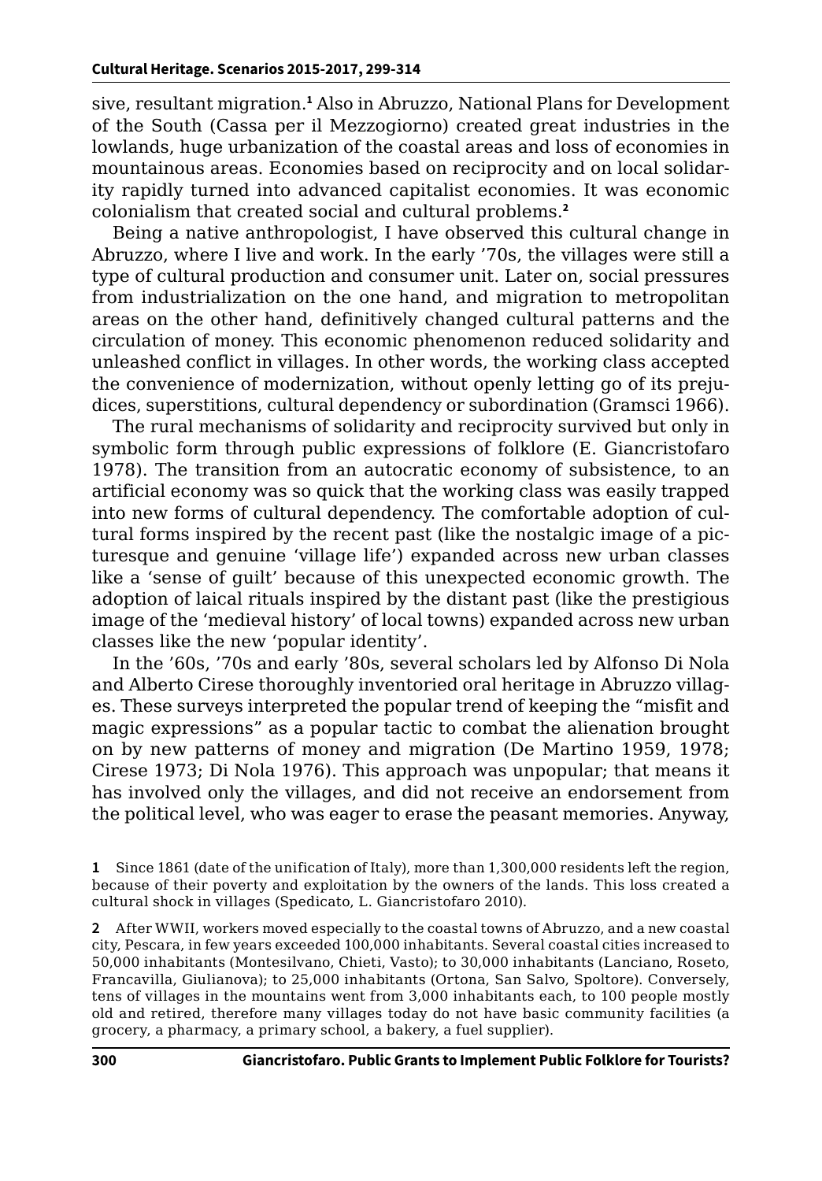sive, resultant migration.[1] Also in Abruzzo, National Plans for Development of the South (Cassa per il Mezzogiorno) created great industries in the lowlands, huge urbanization of the coastal areas and loss of economies in mountainous areas. Economies based on reciprocity and on local solidarity rapidly turned into advanced capitalist economies. It was economic colonialism that created social and cultural problems.[2]

Being a native anthropologist, I have observed this cultural change in Abruzzo, where I live and work. In the early '70s, the villages were still a type of cultural production and consumer unit. Later on, social pressures from industrialization on the one hand, and migration to metropolitan areas on the other hand, definitively changed cultural patterns and the circulation of money. This economic phenomenon reduced solidarity and unleashed conflict in villages. In other words, the working class accepted the convenience of modernization, without openly letting go of its prejudices, superstitions, cultural dependency or subordination (Gramsci 1966).

The rural mechanisms of solidarity and reciprocity survived but only in symbolic form through public expressions of folklore (E. Giancristofaro 1978). The transition from an autocratic economy of subsistence, to an artificial economy was so quick that the working class was easily trapped into new forms of cultural dependency. The comfortable adoption of cultural forms inspired by the recent past (like the nostalgic image of a picturesque and genuine 'village life') expanded across new urban classes like a 'sense of guilt' because of this unexpected economic growth. The adoption of laical rituals inspired by the distant past (like the prestigious image of the 'medieval history' of local towns) expanded across new urban classes like the new 'popular identity'.

In the '60s, '70s and early '80s, several scholars led by Alfonso Di Nola and Alberto Cirese thoroughly inventoried oral heritage in Abruzzo villages. These surveys interpreted the popular trend of keeping the "misfit and magic expressions" as a popular tactic to combat the alienation brought on by new patterns of money and migration (De Martino 1959, 1978; Cirese 1973; Di Nola 1976). This approach was unpopular; that means it has involved only the villages, and did not receive an endorsement from the political level, who was eager to erase the peasant memories. Anyway,

**1** Since 1861 (date of the unification of Italy), more than 1,300,000 residents left the region, because of their poverty and exploitation by the owners of the lands. This loss created a cultural shock in villages (Spedicato, L. Giancristofaro 2010).

**2** After WWII, workers moved especially to the coastal towns of Abruzzo, and a new coastal city, Pescara, in few years exceeded 100,000 inhabitants. Several coastal cities increased to 50,000 inhabitants (Montesilvano, Chieti, Vasto); to 30,000 inhabitants (Lanciano, Roseto, Francavilla, Giulianova); to 25,000 inhabitants (Ortona, San Salvo, Spoltore). Conversely, tens of villages in the mountains went from 3,000 inhabitants each, to 100 people mostly old and retired, therefore many villages today do not have basic community facilities (a grocery, a pharmacy, a primary school, a bakery, a fuel supplier).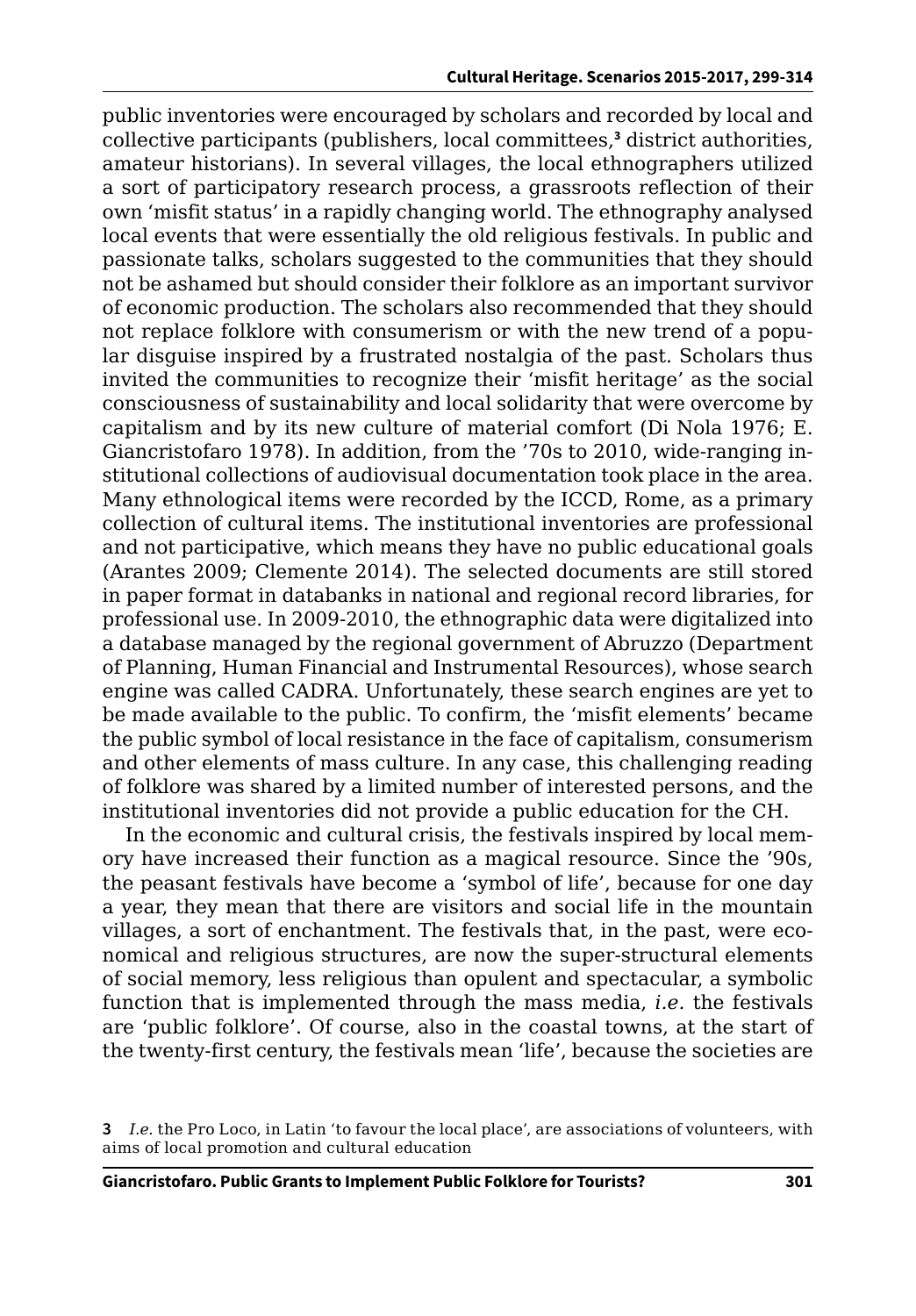public inventories were encouraged by scholars and recorded by local and collective participants (publishers, local committees,[3] district authorities, amateur historians). In several villages, the local ethnographers utilized a sort of participatory research process, a grassroots reflection of their own 'misfit status' in a rapidly changing world. The ethnography analysed local events that were essentially the old religious festivals. In public and passionate talks, scholars suggested to the communities that they should not be ashamed but should consider their folklore as an important survivor of economic production. The scholars also recommended that they should not replace folklore with consumerism or with the new trend of a popular disguise inspired by a frustrated nostalgia of the past. Scholars thus invited the communities to recognize their 'misfit heritage' as the social consciousness of sustainability and local solidarity that were overcome by capitalism and by its new culture of material comfort (Di Nola 1976; E. Giancristofaro 1978). In addition, from the '70s to 2010, wide-ranging institutional collections of audiovisual documentation took place in the area. Many ethnological items were recorded by the ICCD, Rome, as a primary collection of cultural items. The institutional inventories are professional and not participative, which means they have no public educational goals (Arantes 2009; Clemente 2014). The selected documents are still stored in paper format in databanks in national and regional record libraries, for professional use. In 2009-2010, the ethnographic data were digitalized into a database managed by the regional government of Abruzzo (Department of Planning, Human Financial and Instrumental Resources), whose search engine was called CADRA. Unfortunately, these search engines are yet to be made available to the public. To confirm, the 'misfit elements' became the public symbol of local resistance in the face of capitalism, consumerism and other elements of mass culture. In any case, this challenging reading of folklore was shared by a limited number of interested persons, and the institutional inventories did not provide a public education for the CH.

In the economic and cultural crisis, the festivals inspired by local memory have increased their function as a magical resource. Since the '90s, the peasant festivals have become a 'symbol of life', because for one day a year, they mean that there are visitors and social life in the mountain villages, a sort of enchantment. The festivals that, in the past, were economical and religious structures, are now the super-structural elements of social memory, less religious than opulent and spectacular, a symbolic function that is implemented through the mass media, *i.e.* the festivals are 'public folklore'. Of course, also in the coastal towns, at the start of the twenty-first century, the festivals mean 'life', because the societies are

[3] *I.e.* the Pro Loco, in Latin 'to favour the local place', are associations of volunteers, with aims of local promotion and cultural education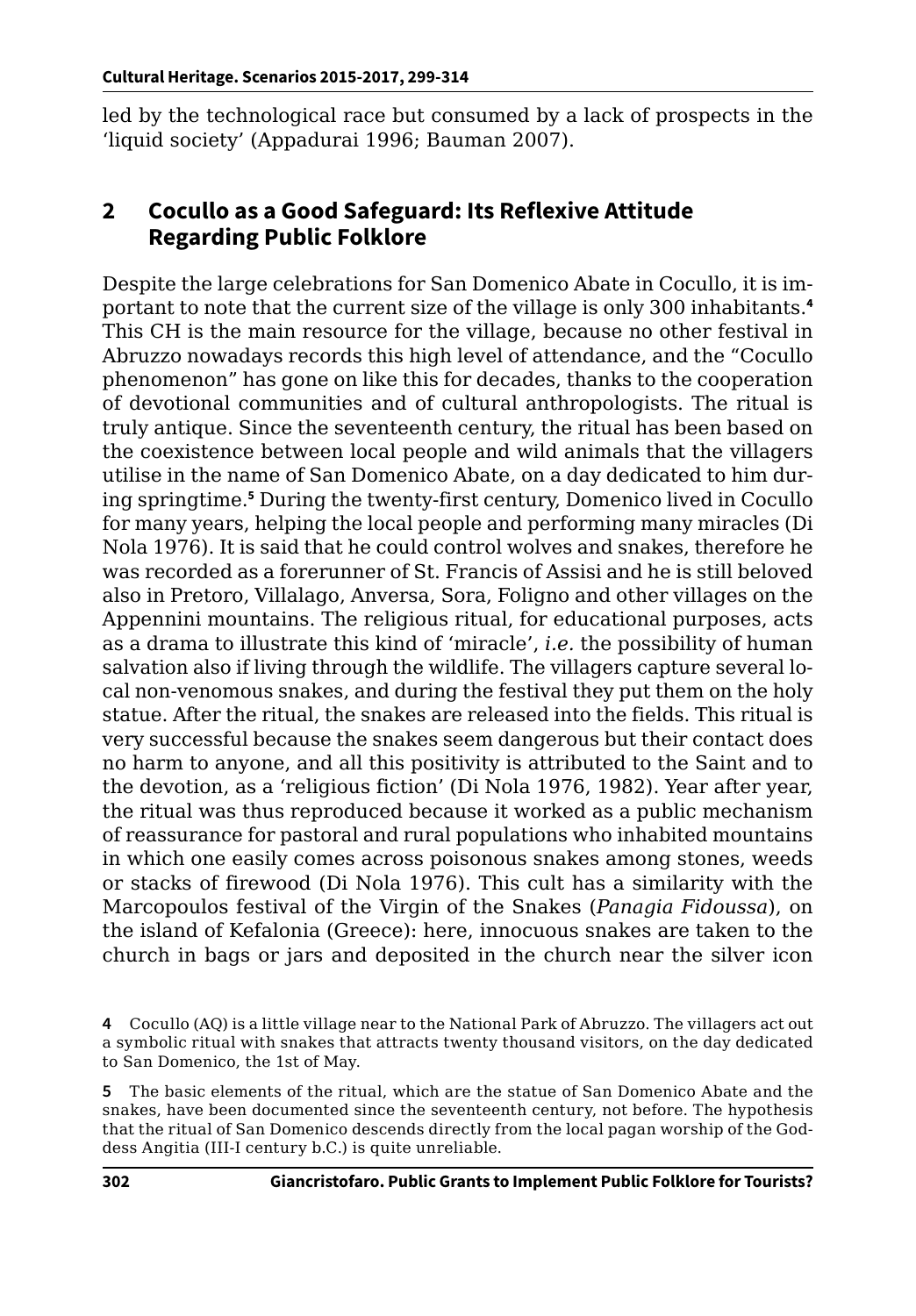led by the technological race but consumed by a lack of prospects in the 'liquid society' (Appadurai 1996; Bauman 2007).

## 2 Cocullo as a Good Safeguard: Its Reflexive Attitude Regarding Public Folklore

Despite the large celebrations for San Domenico Abate in Cocullo, it is important to note that the current size of the village is only 300 inhabitants.[4] This CH is the main resource for the village, because no other festival in Abruzzo nowadays records this high level of attendance, and the "Cocullo phenomenon" has gone on like this for decades, thanks to the cooperation of devotional communities and of cultural anthropologists. The ritual is truly antique. Since the seventeenth century, the ritual has been based on the coexistence between local people and wild animals that the villagers utilise in the name of San Domenico Abate, on a day dedicated to him during springtime.[5] During the twenty-first century, Domenico lived in Cocullo for many years, helping the local people and performing many miracles (Di Nola 1976). It is said that he could control wolves and snakes, therefore he was recorded as a forerunner of St. Francis of Assisi and he is still beloved also in Pretoro, Villalago, Anversa, Sora, Foligno and other villages on the Appennini mountains. The religious ritual, for educational purposes, acts as a drama to illustrate this kind of 'miracle', *i.e.* the possibility of human salvation also if living through the wildlife. The villagers capture several local non-venomous snakes, and during the festival they put them on the holy statue. After the ritual, the snakes are released into the fields. This ritual is very successful because the snakes seem dangerous but their contact does no harm to anyone, and all this positivity is attributed to the Saint and to the devotion, as a 'religious fiction' (Di Nola 1976, 1982). Year after year, the ritual was thus reproduced because it worked as a public mechanism of reassurance for pastoral and rural populations who inhabited mountains in which one easily comes across poisonous snakes among stones, weeds or stacks of firewood (Di Nola 1976). This cult has a similarity with the Marcopoulos festival of the Virgin of the Snakes (*Panagia Fidoussa*), on the island of Kefalonia (Greece): here, innocuous snakes are taken to the church in bags or jars and deposited in the church near the silver icon

**4** Cocullo (AQ) is a little village near to the National Park of Abruzzo. The villagers act out a symbolic ritual with snakes that attracts twenty thousand visitors, on the day dedicated to San Domenico, the 1st of May.

**5** The basic elements of the ritual, which are the statue of San Domenico Abate and the snakes, have been documented since the seventeenth century, not before. The hypothesis that the ritual of San Domenico descends directly from the local pagan worship of the Goddess Angitia (III-I century b.C.) is quite unreliable.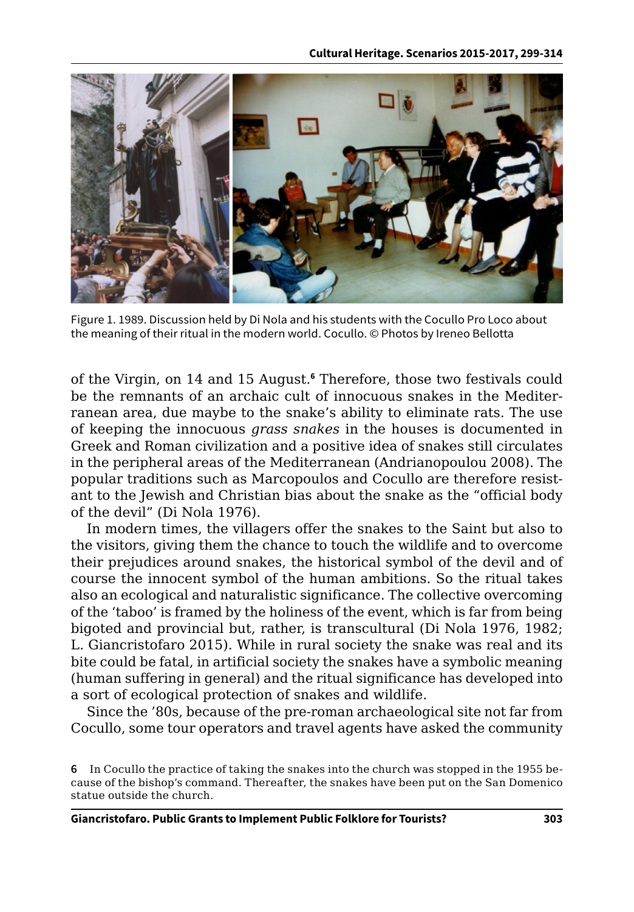Figure 1. 1989. Discussion held by Di Nola and his students with the Cocullo Pro Loco about the meaning of their ritual in the modern world. Cocullo. © Photos by Ireneo Bellotta

of the Virgin, on 14 and 15 August.[6] Therefore, those two festivals could be the remnants of an archaic cult of innocuous snakes in the Mediterranean area, due maybe to the snake's ability to eliminate rats. The use of keeping the innocuous *grass snakes* in the houses is documented in Greek and Roman civilization and a positive idea of snakes still circulates in the peripheral areas of the Mediterranean (Andrianopoulou 2008). The popular traditions such as Marcopoulos and Cocullo are therefore resistant to the Jewish and Christian bias about the snake as the "official body of the devil" (Di Nola 1976).

In modern times, the villagers offer the snakes to the Saint but also to the visitors, giving them the chance to touch the wildlife and to overcome their prejudices around snakes, the historical symbol of the devil and of course the innocent symbol of the human ambitions. So the ritual takes also an ecological and naturalistic significance. The collective overcoming of the 'taboo' is framed by the holiness of the event, which is far from being bigoted and provincial but, rather, is transcultural (Di Nola 1976, 1982; L. Giancristofaro 2015). While in rural society the snake was real and its bite could be fatal, in artificial society the snakes have a symbolic meaning (human suffering in general) and the ritual significance has developed into a sort of ecological protection of snakes and wildlife.

Since the '80s, because of the pre-roman archaeological site not far from Cocullo, some tour operators and travel agents have asked the community

6 In Cocullo the practice of taking the snakes into the church was stopped in the 1955 because of the bishop's command. Thereafter, the snakes have been put on the San Domenico statue outside the church.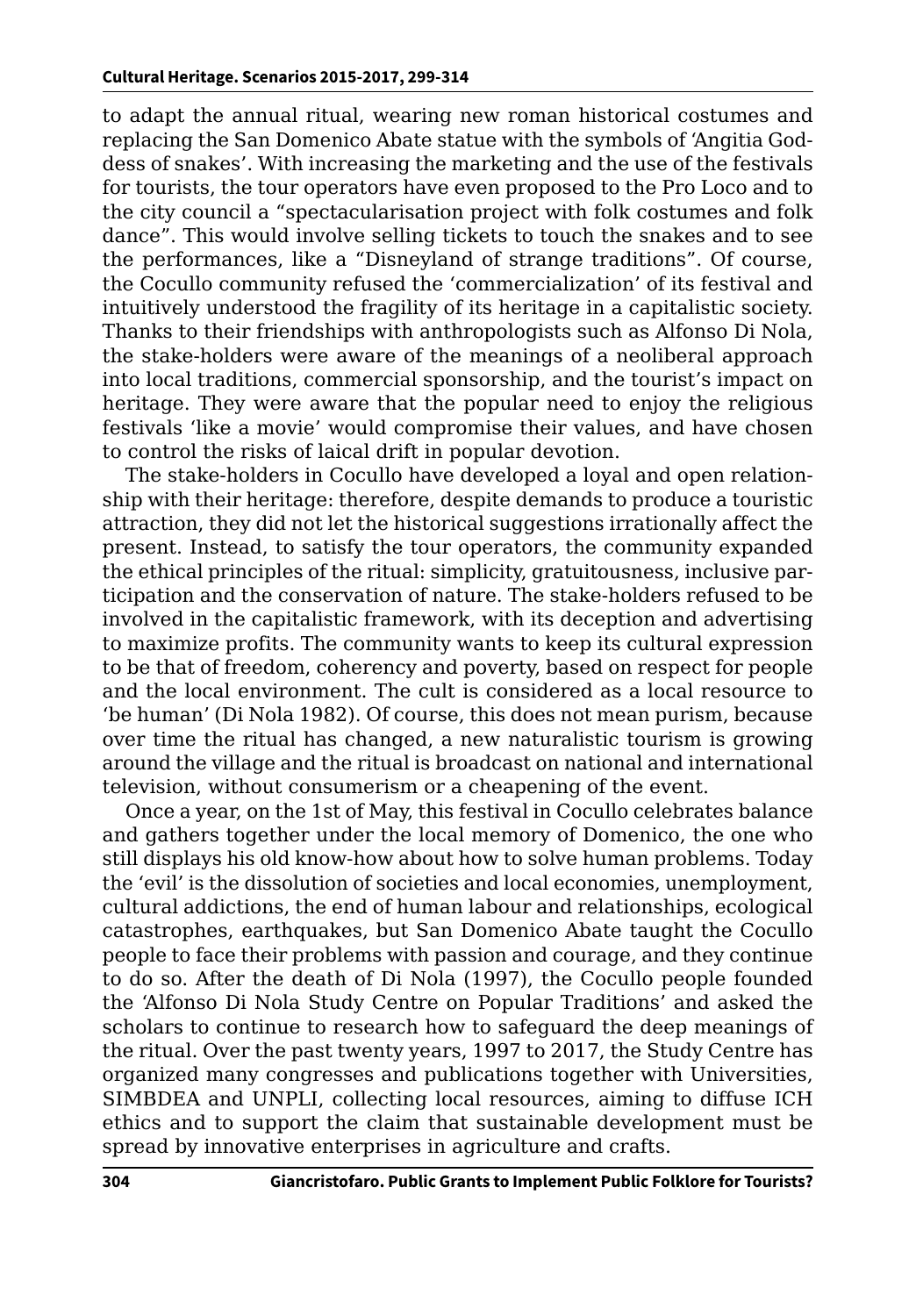to adapt the annual ritual, wearing new roman historical costumes and replacing the San Domenico Abate statue with the symbols of 'Angitia Goddess of snakes'. With increasing the marketing and the use of the festivals for tourists, the tour operators have even proposed to the Pro Loco and to the city council a "spectacularisation project with folk costumes and folk dance". This would involve selling tickets to touch the snakes and to see the performances, like a "Disneyland of strange traditions". Of course, the Cocullo community refused the 'commercialization' of its festival and intuitively understood the fragility of its heritage in a capitalistic society. Thanks to their friendships with anthropologists such as Alfonso Di Nola, the stake-holders were aware of the meanings of a neoliberal approach into local traditions, commercial sponsorship, and the tourist's impact on heritage. They were aware that the popular need to enjoy the religious festivals 'like a movie' would compromise their values, and have chosen to control the risks of laical drift in popular devotion.

The stake-holders in Cocullo have developed a loyal and open relationship with their heritage: therefore, despite demands to produce a touristic attraction, they did not let the historical suggestions irrationally affect the present. Instead, to satisfy the tour operators, the community expanded the ethical principles of the ritual: simplicity, gratuitousness, inclusive participation and the conservation of nature. The stake-holders refused to be involved in the capitalistic framework, with its deception and advertising to maximize profits. The community wants to keep its cultural expression to be that of freedom, coherency and poverty, based on respect for people and the local environment. The cult is considered as a local resource to 'be human' (Di Nola 1982). Of course, this does not mean purism, because over time the ritual has changed, a new naturalistic tourism is growing around the village and the ritual is broadcast on national and international television, without consumerism or a cheapening of the event.

Once a year, on the 1st of May, this festival in Cocullo celebrates balance and gathers together under the local memory of Domenico, the one who still displays his old know-how about how to solve human problems. Today the 'evil' is the dissolution of societies and local economies, unemployment, cultural addictions, the end of human labour and relationships, ecological catastrophes, earthquakes, but San Domenico Abate taught the Cocullo people to face their problems with passion and courage, and they continue to do so. After the death of Di Nola (1997), the Cocullo people founded the 'Alfonso Di Nola Study Centre on Popular Traditions' and asked the scholars to continue to research how to safeguard the deep meanings of the ritual. Over the past twenty years, 1997 to 2017, the Study Centre has organized many congresses and publications together with Universities, SIMBDEA and UNPLI, collecting local resources, aiming to diffuse ICH ethics and to support the claim that sustainable development must be spread by innovative enterprises in agriculture and crafts.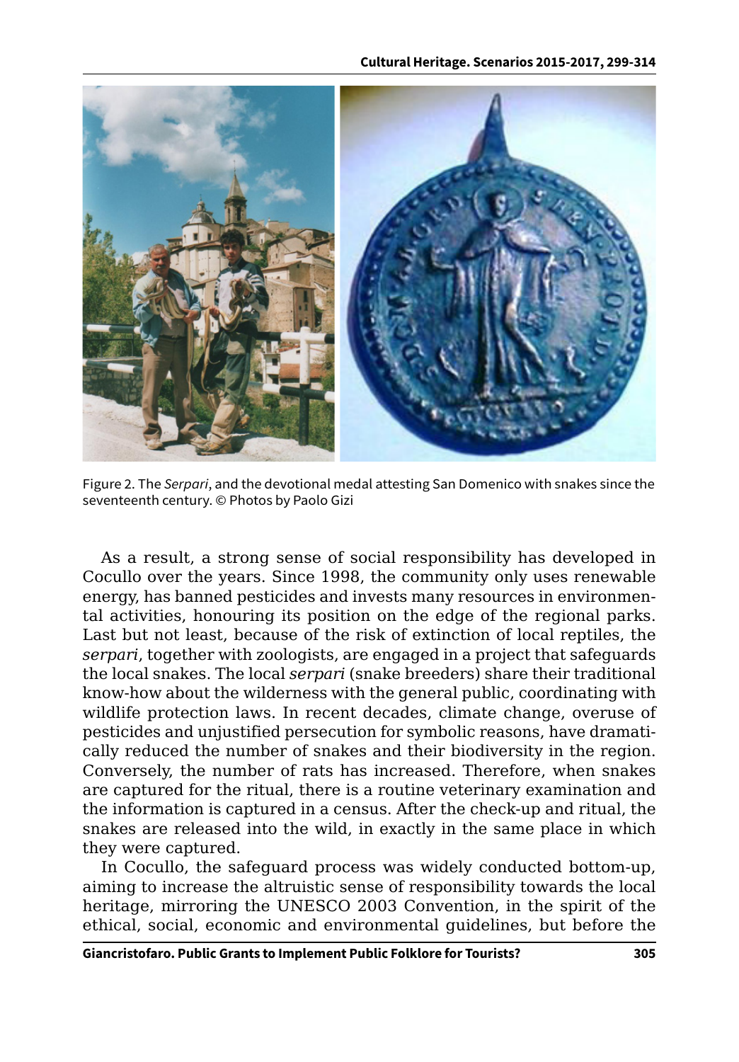Figure 2. The *Serpari*, and the devotional medal attesting San Domenico with snakes since the seventeenth century. © Photos by Paolo Gizi

As a result, a strong sense of social responsibility has developed in Cocullo over the years. Since 1998, the community only uses renewable energy, has banned pesticides and invests many resources in environmental activities, honouring its position on the edge of the regional parks. Last but not least, because of the risk of extinction of local reptiles, the *serpari*, together with zoologists, are engaged in a project that safeguards the local snakes. The local *serpari* (snake breeders) share their traditional know-how about the wilderness with the general public, coordinating with wildlife protection laws. In recent decades, climate change, overuse of pesticides and unjustified persecution for symbolic reasons, have dramatically reduced the number of snakes and their biodiversity in the region. Conversely, the number of rats has increased. Therefore, when snakes are captured for the ritual, there is a routine veterinary examination and the information is captured in a census. After the check-up and ritual, the snakes are released into the wild, in exactly in the same place in which they were captured.

In Cocullo, the safeguard process was widely conducted bottom-up, aiming to increase the altruistic sense of responsibility towards the local heritage, mirroring the UNESCO 2003 Convention, in the spirit of the ethical, social, economic and environmental guidelines, but before the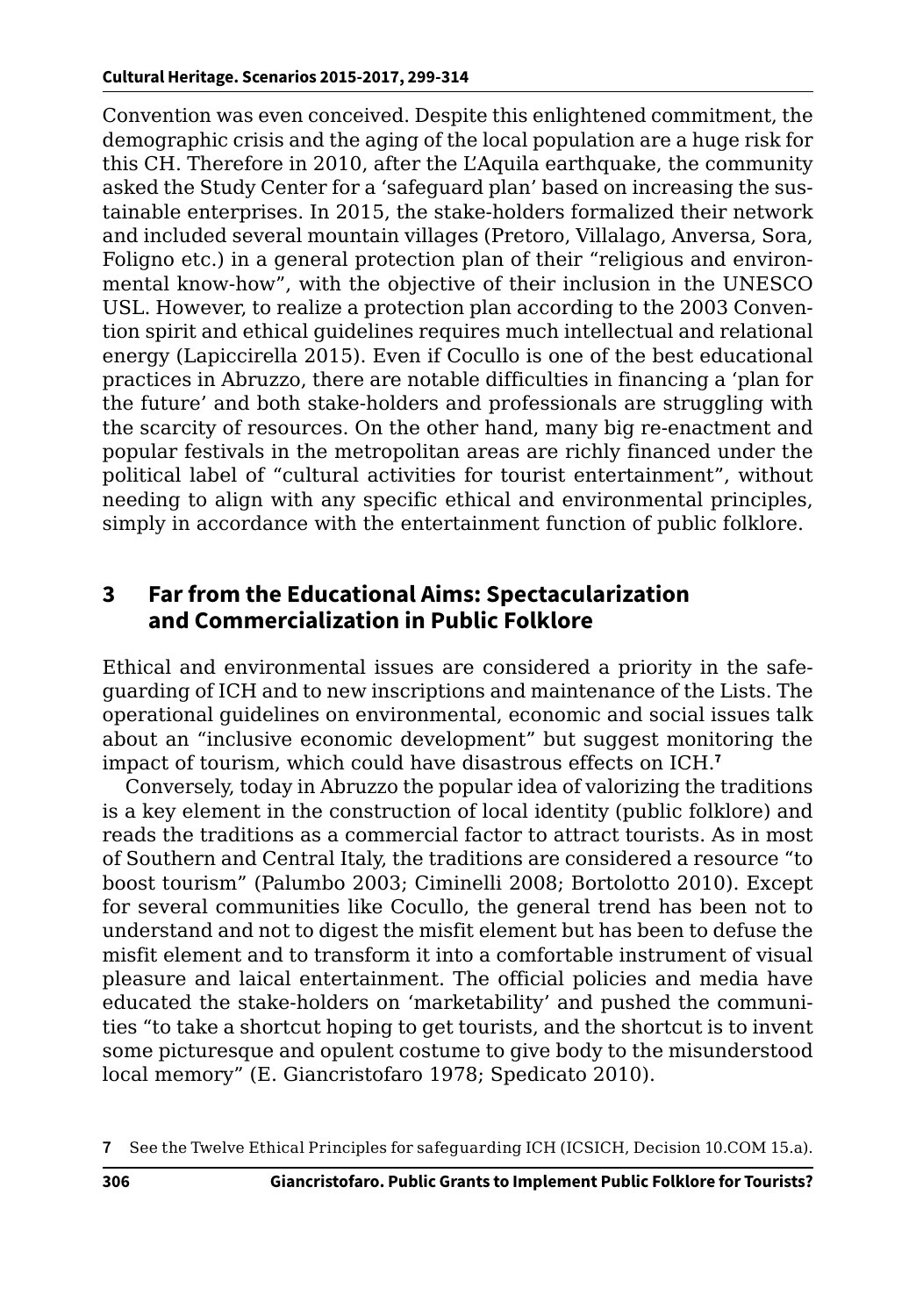Convention was even conceived. Despite this enlightened commitment, the demographic crisis and the aging of the local population are a huge risk for this CH. Therefore in 2010, after the L'Aquila earthquake, the community asked the Study Center for a 'safeguard plan' based on increasing the sustainable enterprises. In 2015, the stake-holders formalized their network and included several mountain villages (Pretoro, Villalago, Anversa, Sora, Foligno etc.) in a general protection plan of their "religious and environmental know-how", with the objective of their inclusion in the UNESCO USL. However, to realize a protection plan according to the 2003 Convention spirit and ethical guidelines requires much intellectual and relational energy (Lapiccirella 2015). Even if Cocullo is one of the best educational practices in Abruzzo, there are notable difficulties in financing a 'plan for the future' and both stake-holders and professionals are struggling with the scarcity of resources. On the other hand, many big re-enactment and popular festivals in the metropolitan areas are richly financed under the political label of "cultural activities for tourist entertainment", without needing to align with any specific ethical and environmental principles, simply in accordance with the entertainment function of public folklore.

## 3 Far from the Educational Aims: Spectacularization and Commercialization in Public Folklore

Ethical and environmental issues are considered a priority in the safeguarding of ICH and to new inscriptions and maintenance of the Lists. The operational guidelines on environmental, economic and social issues talk about an "inclusive economic development" but suggest monitoring the impact of tourism, which could have disastrous effects on ICH.[7]

Conversely, today in Abruzzo the popular idea of valorizing the traditions is a key element in the construction of local identity (public folklore) and reads the traditions as a commercial factor to attract tourists. As in most of Southern and Central Italy, the traditions are considered a resource "to boost tourism" (Palumbo 2003; Ciminelli 2008; Bortolotto 2010). Except for several communities like Cocullo, the general trend has been not to understand and not to digest the misfit element but has been to defuse the misfit element and to transform it into a comfortable instrument of visual pleasure and laical entertainment. The official policies and media have educated the stake-holders on 'marketability' and pushed the communities "to take a shortcut hoping to get tourists, and the shortcut is to invent some picturesque and opulent costume to give body to the misunderstood local memory" (E. Giancristofaro 1978; Spedicato 2010).

[7] See the Twelve Ethical Principles for safeguarding ICH (ICSICH, Decision 10.COM 15.a).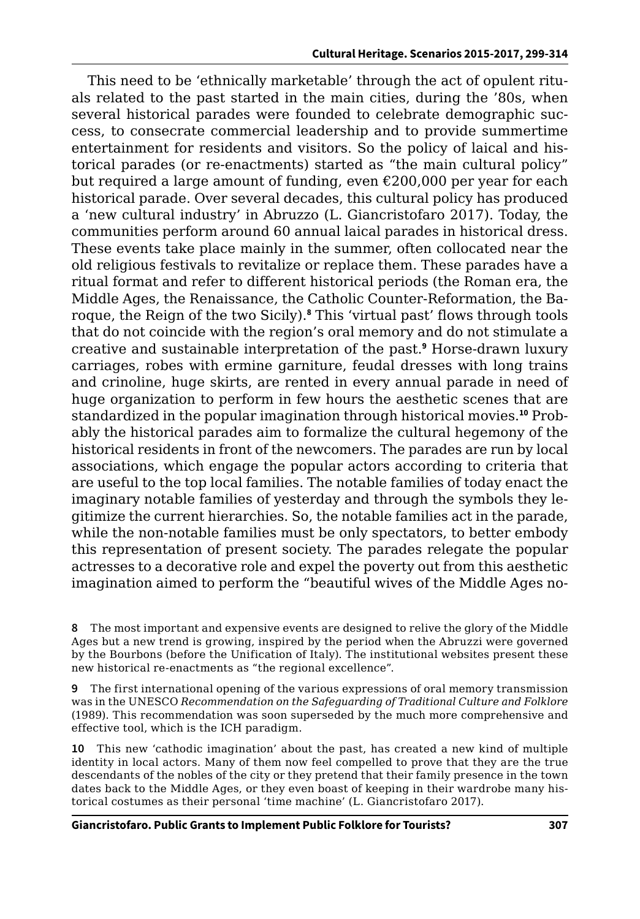This need to be 'ethnically marketable' through the act of opulent rituals related to the past started in the main cities, during the '80s, when several historical parades were founded to celebrate demographic success, to consecrate commercial leadership and to provide summertime entertainment for residents and visitors. So the policy of laical and historical parades (or re-enactments) started as "the main cultural policy" but required a large amount of funding, even €200,000 per year for each historical parade. Over several decades, this cultural policy has produced a 'new cultural industry' in Abruzzo (L. Giancristofaro 2017). Today, the communities perform around 60 annual laical parades in historical dress. These events take place mainly in the summer, often collocated near the old religious festivals to revitalize or replace them. These parades have a ritual format and refer to different historical periods (the Roman era, the Middle Ages, the Renaissance, the Catholic Counter-Reformation, the Baroque, the Reign of the two Sicily).[8] This 'virtual past' flows through tools that do not coincide with the region's oral memory and do not stimulate a creative and sustainable interpretation of the past.[9] Horse-drawn luxury carriages, robes with ermine garniture, feudal dresses with long trains and crinoline, huge skirts, are rented in every annual parade in need of huge organization to perform in few hours the aesthetic scenes that are standardized in the popular imagination through historical movies.[10] Probably the historical parades aim to formalize the cultural hegemony of the historical residents in front of the newcomers. The parades are run by local associations, which engage the popular actors according to criteria that are useful to the top local families. The notable families of today enact the imaginary notable families of yesterday and through the symbols they legitimize the current hierarchies. So, the notable families act in the parade, while the non-notable families must be only spectators, to better embody this representation of present society. The parades relegate the popular actresses to a decorative role and expel the poverty out from this aesthetic imagination aimed to perform the "beautiful wives of the Middle Ages no-

**8** The most important and expensive events are designed to relive the glory of the Middle Ages but a new trend is growing, inspired by the period when the Abruzzi were governed by the Bourbons (before the Unification of Italy). The institutional websites present these new historical re-enactments as "the regional excellence".

**9** The first international opening of the various expressions of oral memory transmission was in the UNESCO *Recommendation on the Safeguarding of Traditional Culture and Folklore* (1989). This recommendation was soon superseded by the much more comprehensive and effective tool, which is the ICH paradigm.

**10** This new 'cathodic imagination' about the past, has created a new kind of multiple identity in local actors. Many of them now feel compelled to prove that they are the true descendants of the nobles of the city or they pretend that their family presence in the town dates back to the Middle Ages, or they even boast of keeping in their wardrobe many historical costumes as their personal 'time machine' (L. Giancristofaro 2017).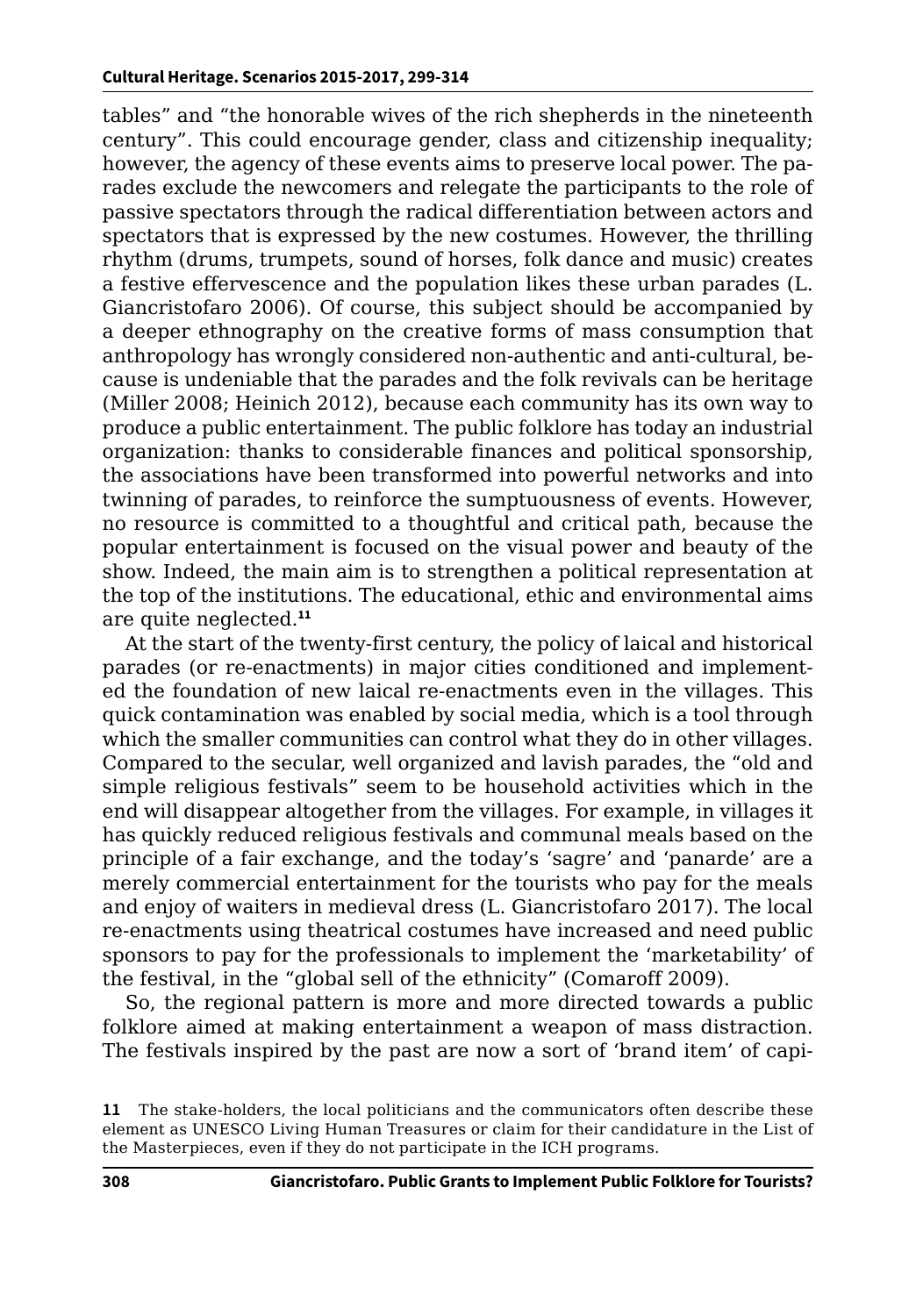tables" and "the honorable wives of the rich shepherds in the nineteenth century". This could encourage gender, class and citizenship inequality; however, the agency of these events aims to preserve local power. The parades exclude the newcomers and relegate the participants to the role of passive spectators through the radical differentiation between actors and spectators that is expressed by the new costumes. However, the thrilling rhythm (drums, trumpets, sound of horses, folk dance and music) creates a festive effervescence and the population likes these urban parades (L. Giancristofaro 2006). Of course, this subject should be accompanied by a deeper ethnography on the creative forms of mass consumption that anthropology has wrongly considered non-authentic and anti-cultural, because is undeniable that the parades and the folk revivals can be heritage (Miller 2008; Heinich 2012), because each community has its own way to produce a public entertainment. The public folklore has today an industrial organization: thanks to considerable finances and political sponsorship, the associations have been transformed into powerful networks and into twinning of parades, to reinforce the sumptuousness of events. However, no resource is committed to a thoughtful and critical path, because the popular entertainment is focused on the visual power and beauty of the show. Indeed, the main aim is to strengthen a political representation at the top of the institutions. The educational, ethic and environmental aims are quite neglected.[11]

At the start of the twenty-first century, the policy of laical and historical parades (or re-enactments) in major cities conditioned and implemented the foundation of new laical re-enactments even in the villages. This quick contamination was enabled by social media, which is a tool through which the smaller communities can control what they do in other villages. Compared to the secular, well organized and lavish parades, the "old and simple religious festivals" seem to be household activities which in the end will disappear altogether from the villages. For example, in villages it has quickly reduced religious festivals and communal meals based on the principle of a fair exchange, and the today's 'sagre' and 'panarde' are a merely commercial entertainment for the tourists who pay for the meals and enjoy of waiters in medieval dress (L. Giancristofaro 2017). The local re-enactments using theatrical costumes have increased and need public sponsors to pay for the professionals to implement the 'marketability' of the festival, in the "global sell of the ethnicity" (Comaroff 2009).

So, the regional pattern is more and more directed towards a public folklore aimed at making entertainment a weapon of mass distraction. The festivals inspired by the past are now a sort of 'brand item' of capi-

11 The stake-holders, the local politicians and the communicators often describe these element as UNESCO Living Human Treasures or claim for their candidature in the List of the Masterpieces, even if they do not participate in the ICH programs.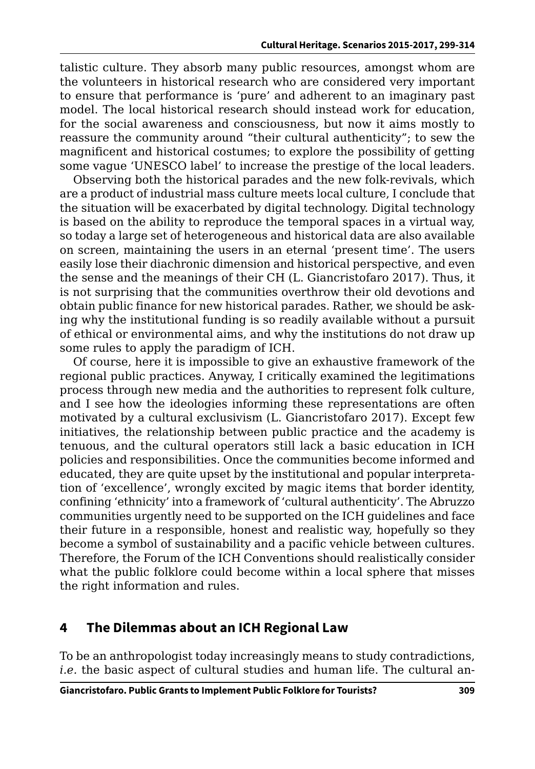talistic culture. They absorb many public resources, amongst whom are the volunteers in historical research who are considered very important to ensure that performance is 'pure' and adherent to an imaginary past model. The local historical research should instead work for education, for the social awareness and consciousness, but now it aims mostly to reassure the community around "their cultural authenticity"; to sew the magnificent and historical costumes; to explore the possibility of getting some vague 'UNESCO label' to increase the prestige of the local leaders.

Observing both the historical parades and the new folk-revivals, which are a product of industrial mass culture meets local culture, I conclude that the situation will be exacerbated by digital technology. Digital technology is based on the ability to reproduce the temporal spaces in a virtual way, so today a large set of heterogeneous and historical data are also available on screen, maintaining the users in an eternal 'present time'. The users easily lose their diachronic dimension and historical perspective, and even the sense and the meanings of their CH (L. Giancristofaro 2017). Thus, it is not surprising that the communities overthrow their old devotions and obtain public finance for new historical parades. Rather, we should be asking why the institutional funding is so readily available without a pursuit of ethical or environmental aims, and why the institutions do not draw up some rules to apply the paradigm of ICH.

Of course, here it is impossible to give an exhaustive framework of the regional public practices. Anyway, I critically examined the legitimations process through new media and the authorities to represent folk culture, and I see how the ideologies informing these representations are often motivated by a cultural exclusivism (L. Giancristofaro 2017). Except few initiatives, the relationship between public practice and the academy is tenuous, and the cultural operators still lack a basic education in ICH policies and responsibilities. Once the communities become informed and educated, they are quite upset by the institutional and popular interpretation of 'excellence', wrongly excited by magic items that border identity, confining 'ethnicity' into a framework of 'cultural authenticity'. The Abruzzo communities urgently need to be supported on the ICH guidelines and face their future in a responsible, honest and realistic way, hopefully so they become a symbol of sustainability and a pacific vehicle between cultures. Therefore, the Forum of the ICH Conventions should realistically consider what the public folklore could become within a local sphere that misses the right information and rules.

## 4 The Dilemmas about an ICH Regional Law

To be an anthropologist today increasingly means to study contradictions, *i.e.* the basic aspect of cultural studies and human life. The cultural an-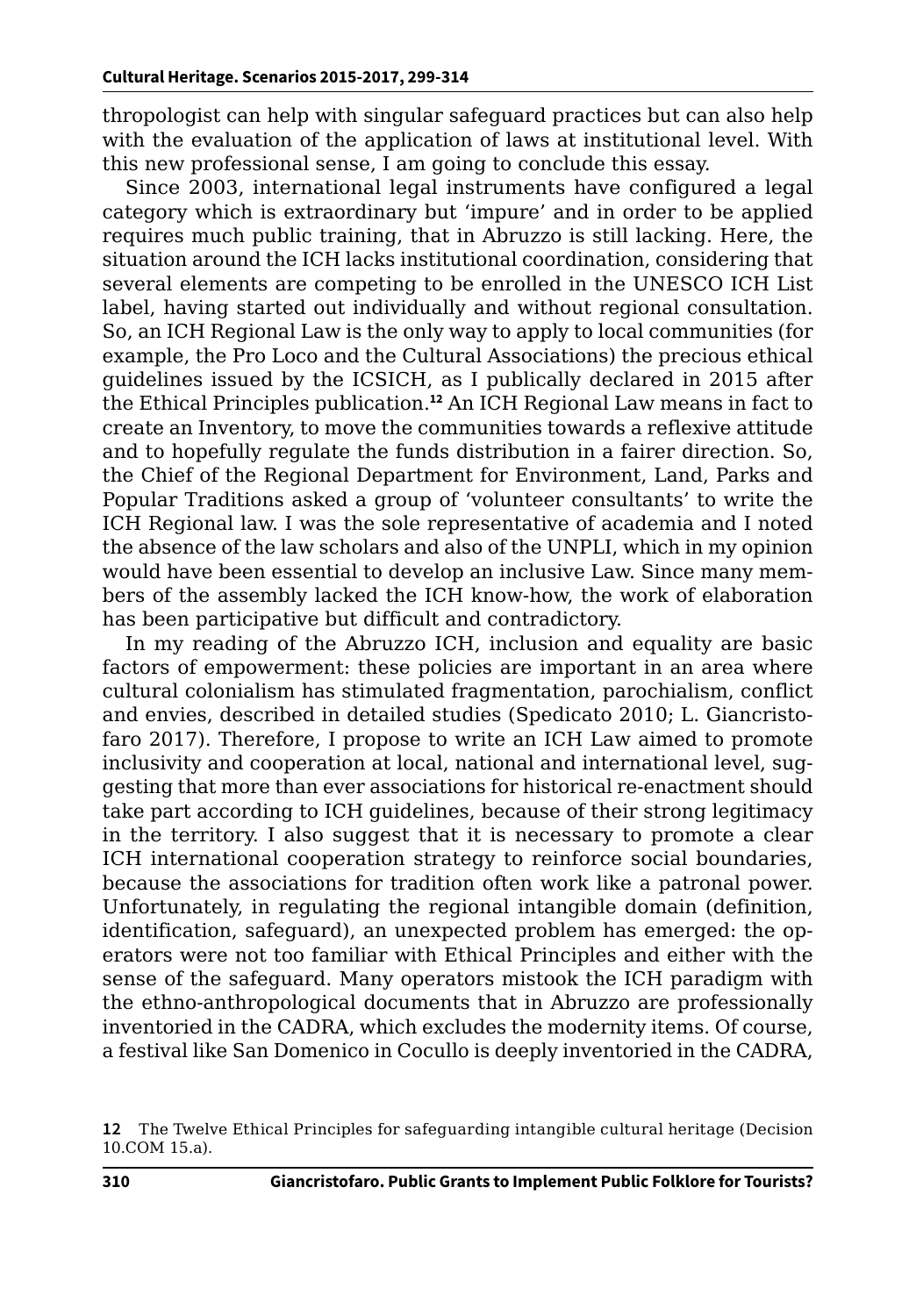thropologist can help with singular safeguard practices but can also help with the evaluation of the application of laws at institutional level. With this new professional sense, I am going to conclude this essay.

Since 2003, international legal instruments have configured a legal category which is extraordinary but 'impure' and in order to be applied requires much public training, that in Abruzzo is still lacking. Here, the situation around the ICH lacks institutional coordination, considering that several elements are competing to be enrolled in the UNESCO ICH List label, having started out individually and without regional consultation. So, an ICH Regional Law is the only way to apply to local communities (for example, the Pro Loco and the Cultural Associations) the precious ethical guidelines issued by the ICSICH, as I publically declared in 2015 after the Ethical Principles publication.[12] An ICH Regional Law means in fact to create an Inventory, to move the communities towards a reflexive attitude and to hopefully regulate the funds distribution in a fairer direction. So, the Chief of the Regional Department for Environment, Land, Parks and Popular Traditions asked a group of 'volunteer consultants' to write the ICH Regional law. I was the sole representative of academia and I noted the absence of the law scholars and also of the UNPLI, which in my opinion would have been essential to develop an inclusive Law. Since many members of the assembly lacked the ICH know-how, the work of elaboration has been participative but difficult and contradictory.

In my reading of the Abruzzo ICH, inclusion and equality are basic factors of empowerment: these policies are important in an area where cultural colonialism has stimulated fragmentation, parochialism, conflict and envies, described in detailed studies (Spedicato 2010; L. Giancristofaro 2017). Therefore, I propose to write an ICH Law aimed to promote inclusivity and cooperation at local, national and international level, suggesting that more than ever associations for historical re-enactment should take part according to ICH guidelines, because of their strong legitimacy in the territory. I also suggest that it is necessary to promote a clear ICH international cooperation strategy to reinforce social boundaries, because the associations for tradition often work like a patronal power. Unfortunately, in regulating the regional intangible domain (definition, identification, safeguard), an unexpected problem has emerged: the operators were not too familiar with Ethical Principles and either with the sense of the safeguard. Many operators mistook the ICH paradigm with the ethno-anthropological documents that in Abruzzo are professionally inventoried in the CADRA, which excludes the modernity items. Of course, a festival like San Domenico in Cocullo is deeply inventoried in the CADRA,

[12] The Twelve Ethical Principles for safeguarding intangible cultural heritage (Decision 10.COM 15.a).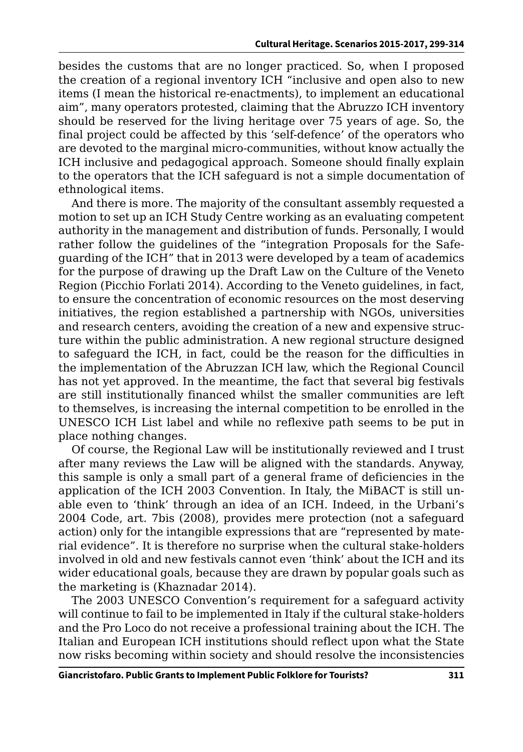besides the customs that are no longer practiced. So, when I proposed the creation of a regional inventory ICH "inclusive and open also to new items (I mean the historical re-enactments), to implement an educational aim", many operators protested, claiming that the Abruzzo ICH inventory should be reserved for the living heritage over 75 years of age. So, the final project could be affected by this 'self-defence' of the operators who are devoted to the marginal micro-communities, without know actually the ICH inclusive and pedagogical approach. Someone should finally explain to the operators that the ICH safeguard is not a simple documentation of ethnological items.

And there is more. The majority of the consultant assembly requested a motion to set up an ICH Study Centre working as an evaluating competent authority in the management and distribution of funds. Personally, I would rather follow the guidelines of the "integration Proposals for the Safeguarding of the ICH" that in 2013 were developed by a team of academics for the purpose of drawing up the Draft Law on the Culture of the Veneto Region (Picchio Forlati 2014). According to the Veneto guidelines, in fact, to ensure the concentration of economic resources on the most deserving initiatives, the region established a partnership with NGOs, universities and research centers, avoiding the creation of a new and expensive structure within the public administration. A new regional structure designed to safeguard the ICH, in fact, could be the reason for the difficulties in the implementation of the Abruzzan ICH law, which the Regional Council has not yet approved. In the meantime, the fact that several big festivals are still institutionally financed whilst the smaller communities are left to themselves, is increasing the internal competition to be enrolled in the UNESCO ICH List label and while no reflexive path seems to be put in place nothing changes.

Of course, the Regional Law will be institutionally reviewed and I trust after many reviews the Law will be aligned with the standards. Anyway, this sample is only a small part of a general frame of deficiencies in the application of the ICH 2003 Convention. In Italy, the MiBACT is still unable even to 'think' through an idea of an ICH. Indeed, in the Urbani's 2004 Code, art. 7bis (2008), provides mere protection (not a safeguard action) only for the intangible expressions that are "represented by material evidence". It is therefore no surprise when the cultural stake-holders involved in old and new festivals cannot even 'think' about the ICH and its wider educational goals, because they are drawn by popular goals such as the marketing is (Khaznadar 2014).

The 2003 UNESCO Convention's requirement for a safeguard activity will continue to fail to be implemented in Italy if the cultural stake-holders and the Pro Loco do not receive a professional training about the ICH. The Italian and European ICH institutions should reflect upon what the State now risks becoming within society and should resolve the inconsistencies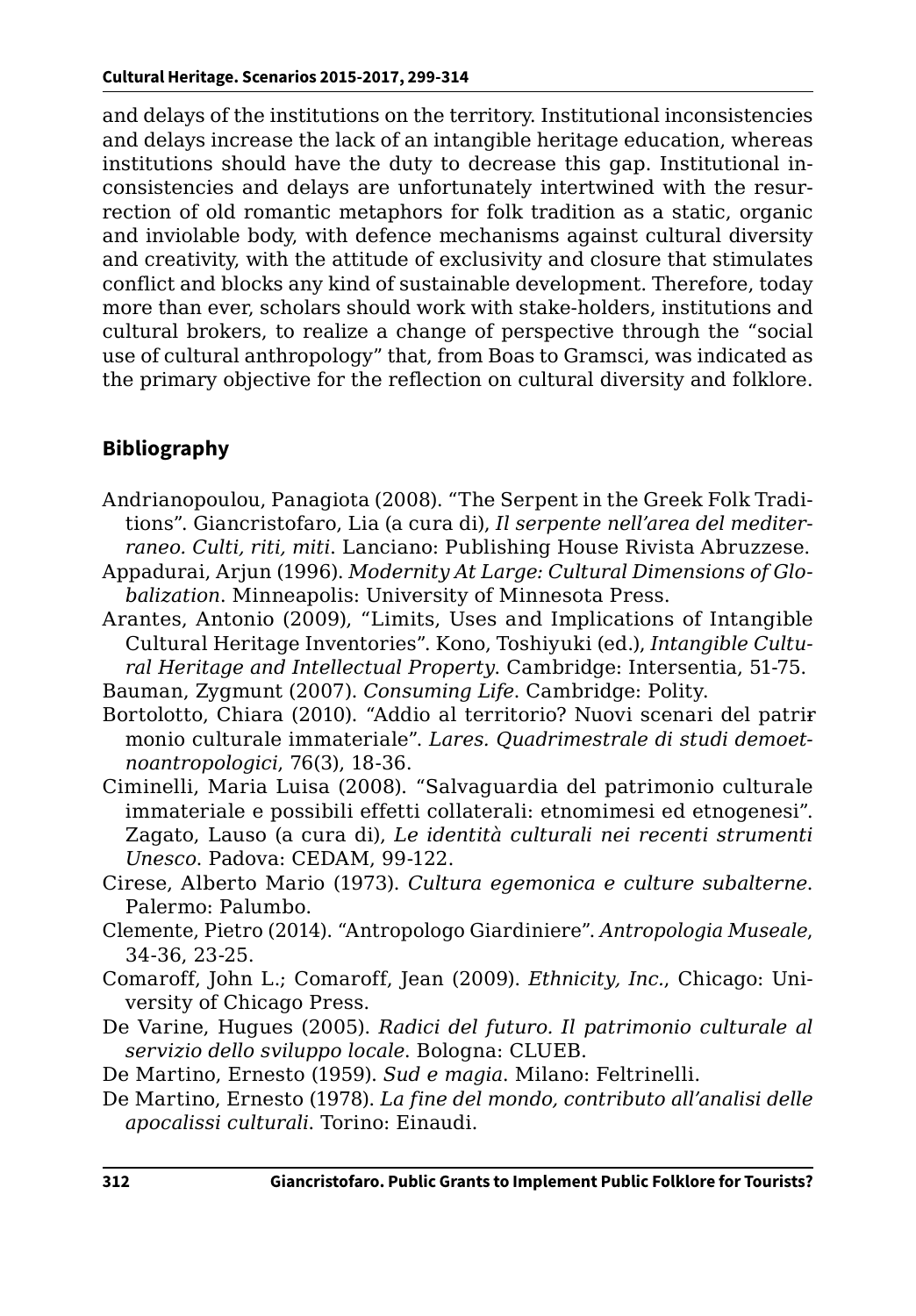and delays of the institutions on the territory. Institutional inconsistencies and delays increase the lack of an intangible heritage education, whereas institutions should have the duty to decrease this gap. Institutional inconsistencies and delays are unfortunately intertwined with the resurrection of old romantic metaphors for folk tradition as a static, organic and inviolable body, with defence mechanisms against cultural diversity and creativity, with the attitude of exclusivity and closure that stimulates conflict and blocks any kind of sustainable development. Therefore, today more than ever, scholars should work with stake-holders, institutions and cultural brokers, to realize a change of perspective through the "social use of cultural anthropology" that, from Boas to Gramsci, was indicated as the primary objective for the reflection on cultural diversity and folklore.

## Bibliography

Andrianopoulou, Panagiota (2008). "The Serpent in the Greek Folk Traditions". Giancristofaro, Lia (a cura di), *Il serpente nell'area del mediterraneo. Culti, riti, miti*. Lanciano: Publishing House Rivista Abruzzese.

Appadurai, Arjun (1996). *Modernity At Large: Cultural Dimensions of Globalization*. Minneapolis: University of Minnesota Press.

Arantes, Antonio (2009), "Limits, Uses and Implications of Intangible Cultural Heritage Inventories". Kono, Toshiyuki (ed.), *Intangible Cultural Heritage and Intellectual Property*. Cambridge: Intersentia, 51-75.

Bauman, Zygmunt (2007). *Consuming Life*. Cambridge: Polity.

Bortolotto, Chiara (2010). "Addio al territorio? Nuovi scenari del patrimonio culturale immateriale". *Lares. Quadrimestrale di studi demoetnoantropologici*, 76(3), 18-36.

Ciminelli, Maria Luisa (2008). "Salvaguardia del patrimonio culturale immateriale e possibili effetti collaterali: etnomimesi ed etnogenesi". Zagato, Lauso (a cura di), *Le identità culturali nei recenti strumenti Unesco*. Padova: CEDAM, 99-122.

Cirese, Alberto Mario (1973). *Cultura egemonica e culture subalterne*. Palermo: Palumbo.

Clemente, Pietro (2014). "Antropologo Giardiniere". *Antropologia Museale*, 34-36, 23-25.

Comaroff, John L.; Comaroff, Jean (2009). *Ethnicity, Inc.*, Chicago: University of Chicago Press.

De Varine, Hugues (2005). *Radici del futuro. Il patrimonio culturale al servizio dello sviluppo locale*. Bologna: CLUEB.

De Martino, Ernesto (1959). *Sud e magia*. Milano: Feltrinelli.

De Martino, Ernesto (1978). *La fine del mondo, contributo all'analisi delle apocalissi culturali*. Torino: Einaudi.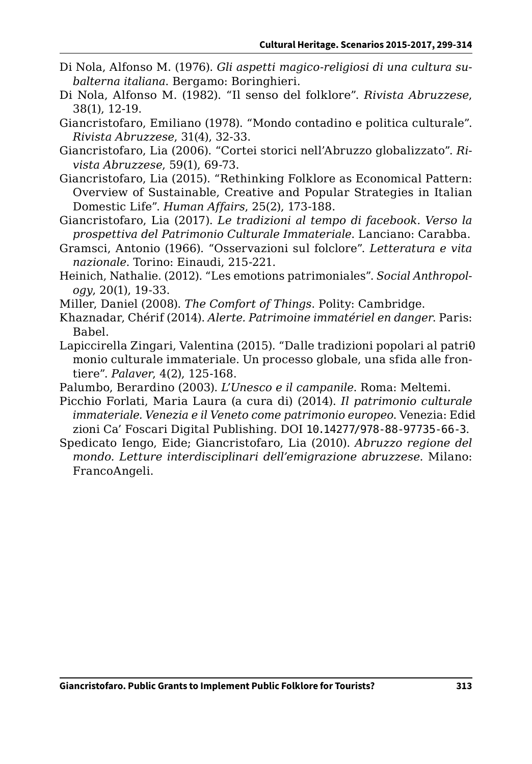Di Nola, Alfonso M. (1976). *Gli aspetti magico-religiosi di una cultura subalterna italiana*. Bergamo: Boringhieri.

Di Nola, Alfonso M. (1982). "Il senso del folklore". *Rivista Abruzzese*, 38(1), 12-19.

Giancristofaro, Emiliano (1978). "Mondo contadino e politica culturale". *Rivista Abruzzese*, 31(4), 32-33.

Giancristofaro, Lia (2006). "Cortei storici nell'Abruzzo globalizzato". *Rivista Abruzzese*, 59(1), 69-73.

Giancristofaro, Lia (2015). "Rethinking Folklore as Economical Pattern: Overview of Sustainable, Creative and Popular Strategies in Italian Domestic Life". *Human Affairs*, 25(2), 173-188.

Giancristofaro, Lia (2017). *Le tradizioni al tempo di facebook. Verso la prospettiva del Patrimonio Culturale Immateriale*. Lanciano: Carabba.

Gramsci, Antonio (1966). "Osservazioni sul folclore". *Letteratura e vita nazionale*. Torino: Einaudi, 215-221.

Heinich, Nathalie. (2012). "Les emotions patrimoniales". *Social Anthropology*, 20(1), 19-33.

Miller, Daniel (2008). *The Comfort of Things*. Polity: Cambridge.

Khaznadar, Chérif (2014). *Alerte. Patrimoine immatériel en danger*. Paris: Babel.

Lapiccirella Zingari, Valentina (2015). "Dalle tradizioni popolari al patrimonio culturale immateriale. Un processo globale, una sfida alle frontiere". *Palaver*, 4(2), 125-168.

Palumbo, Berardino (2003). *L'Unesco e il campanile*. Roma: Meltemi.

Picchio Forlati, Maria Laura (a cura di) (2014). *Il patrimonio culturale immateriale. Venezia e il Veneto come patrimonio europeo*. Venezia: Edizioni Ca' Foscari Digital Publishing. DOI 10.14277/978-88-97735-66-3.

Spedicato Iengo, Eide; Giancristofaro, Lia (2010). *Abruzzo regione del mondo. Letture interdisciplinari dell'emigrazione abruzzese*. Milano: FrancoAngeli.